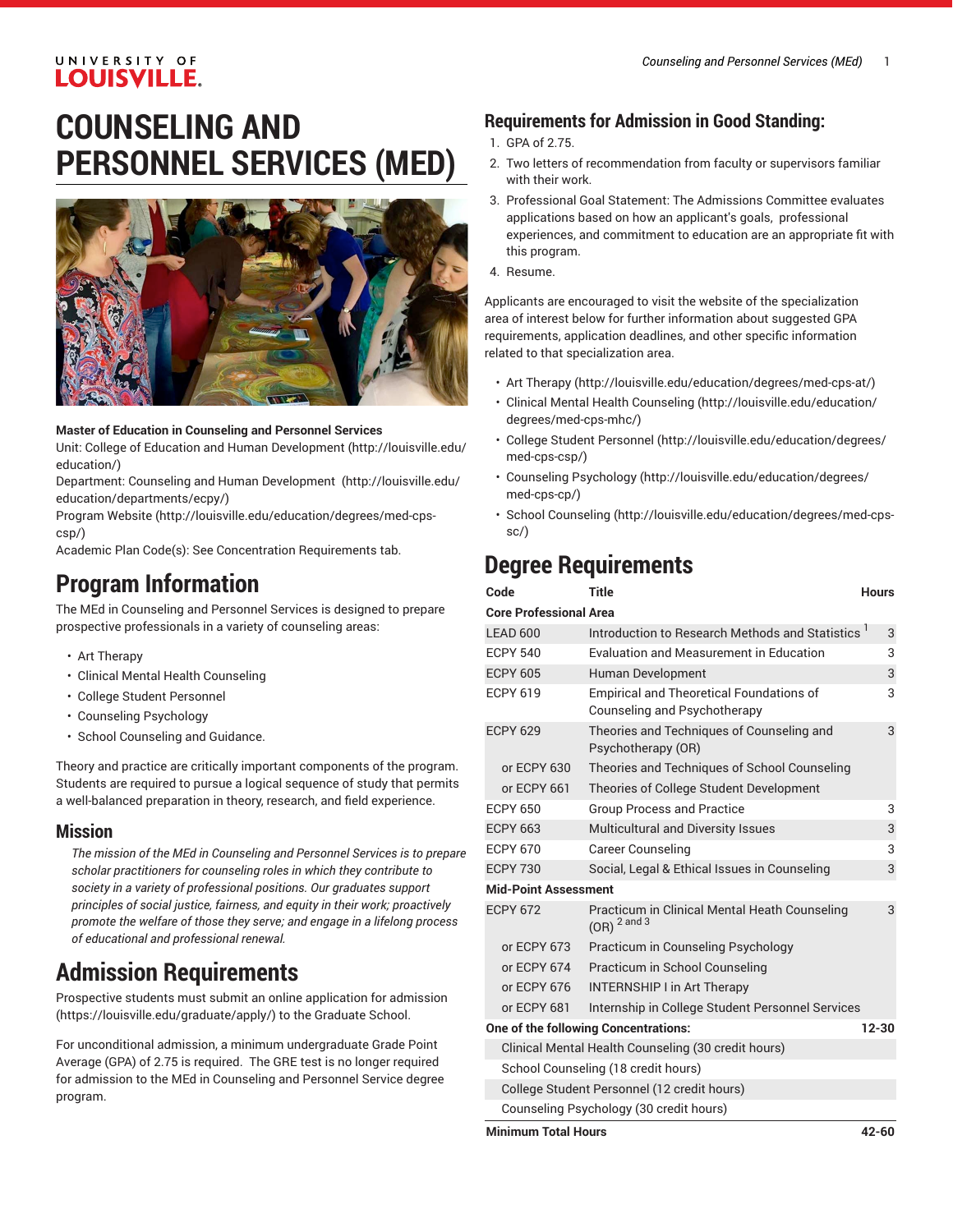# COUNSELING AND PERSONNEL SERVICES (MED)

**Master of Education in Counseling and Personnel Services**

Unit: College of Education and Human Development (http://louisville.edu/education/)

Department: Counseling and Human Development (http://louisville.edu/education/departments/ecpy/)

Program Website (http://louisville.edu/education/degrees/med-cps-csp/)

Academic Plan Code(s): See Concentration Requirements tab.

## Program Information

The MEd in Counseling and Personnel Services is designed to prepare prospective professionals in a variety of counseling areas:

- Art Therapy
- Clinical Mental Health Counseling
- College Student Personnel
- Counseling Psychology
- School Counseling and Guidance.

Theory and practice are critically important components of the program. Students are required to pursue a logical sequence of study that permits a well-balanced preparation in theory, research, and field experience.

### Mission

*The mission of the MEd in Counseling and Personnel Services is to prepare scholar practitioners for counseling roles in which they contribute to society in a variety of professional positions. Our graduates support principles of social justice, fairness, and equity in their work; proactively promote the welfare of those they serve; and engage in a lifelong process of educational and professional renewal.*

## Admission Requirements

Prospective students must submit an online application for admission (https://louisville.edu/graduate/apply/) to the Graduate School.

For unconditional admission, a minimum undergraduate Grade Point Average (GPA) of 2.75 is required. The GRE test is no longer required for admission to the MEd in Counseling and Personnel Service degree program.

### Requirements for Admission in Good Standing:

1. GPA of 2.75.
2. Two letters of recommendation from faculty or supervisors familiar with their work.
3. Professional Goal Statement: The Admissions Committee evaluates applications based on how an applicant's goals, professional experiences, and commitment to education are an appropriate fit with this program.
4. Resume.

Applicants are encouraged to visit the website of the specialization area of interest below for further information about suggested GPA requirements, application deadlines, and other specific information related to that specialization area.

- Art Therapy (http://louisville.edu/education/degrees/med-cps-at/)
- Clinical Mental Health Counseling (http://louisville.edu/education/degrees/med-cps-mhc/)
- College Student Personnel (http://louisville.edu/education/degrees/med-cps-csp/)
- Counseling Psychology (http://louisville.edu/education/degrees/med-cps-cp/)
- School Counseling (http://louisville.edu/education/degrees/med-cps-sc/)

## Degree Requirements

| Code | Title | Hours |
|---|---|---|
| **Core Professional Area** | | |
| LEAD 600 | Introduction to Research Methods and Statistics [1] | 3 |
| ECPY 540 | Evaluation and Measurement in Education | 3 |
| ECPY 605 | Human Development | 3 |
| ECPY 619 | Empirical and Theoretical Foundations of Counseling and Psychotherapy | 3 |
| ECPY 629 | Theories and Techniques of Counseling and Psychotherapy (OR) | 3 |
| or ECPY 630 | Theories and Techniques of School Counseling | |
| or ECPY 661 | Theories of College Student Development | |
| ECPY 650 | Group Process and Practice | 3 |
| ECPY 663 | Multicultural and Diversity Issues | 3 |
| ECPY 670 | Career Counseling | 3 |
| ECPY 730 | Social, Legal & Ethical Issues in Counseling | 3 |
| **Mid-Point Assessment** | | |
| ECPY 672 | Practicum in Clinical Mental Heath Counseling (OR) [2 and 3] | 3 |
| or ECPY 673 | Practicum in Counseling Psychology | |
| or ECPY 674 | Practicum in School Counseling | |
| or ECPY 676 | INTERNSHIP I in Art Therapy | |
| or ECPY 681 | Internship in College Student Personnel Services | |
| **One of the following Concentrations:** | | **12-30** |
| Clinical Mental Health Counseling (30 credit hours) | | |
| School Counseling (18 credit hours) | | |
| College Student Personnel (12 credit hours) | | |
| Counseling Psychology (30 credit hours) | | |
| **Minimum Total Hours** | | **42-60** |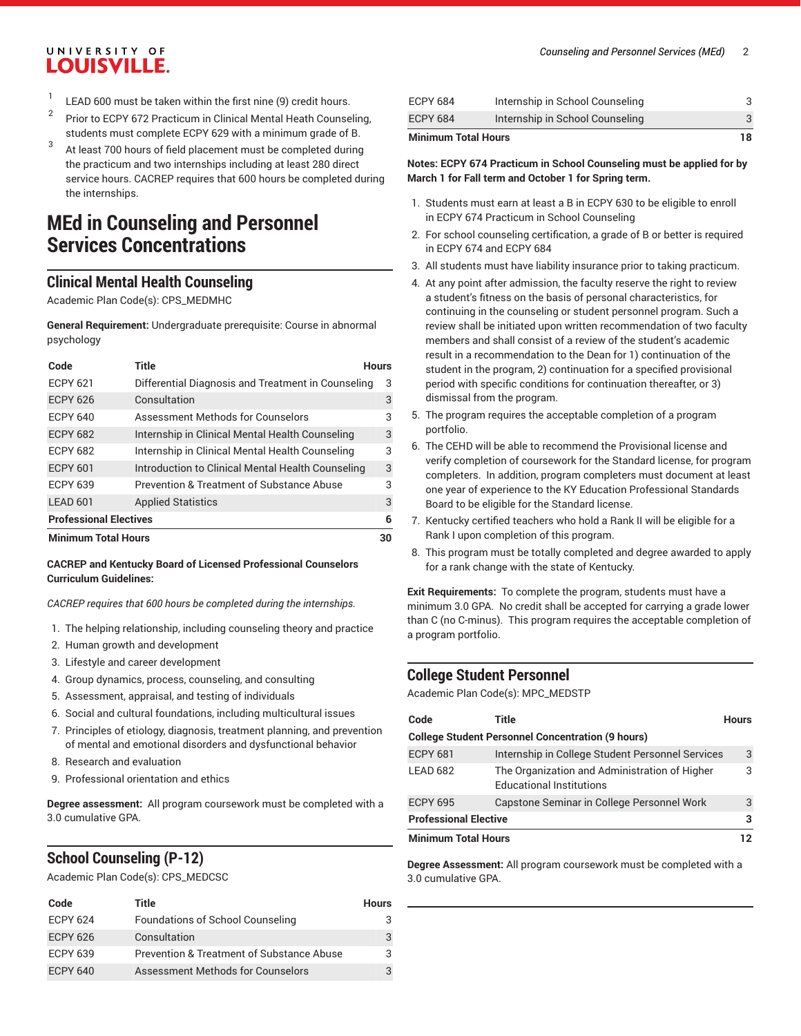1. LEAD 600 must be taken within the first nine (9) credit hours.
2. Prior to ECPY 672 Practicum in Clinical Mental Heath Counseling, students must complete ECPY 629 with a minimum grade of B.
3. At least 700 hours of field placement must be completed during the practicum and two internships including at least 280 direct service hours. CACREP requires that 600 hours be completed during the internships.

# MEd in Counseling and Personnel Services Concentrations

## Clinical Mental Health Counseling

Academic Plan Code(s): CPS_MEDMHC

**General Requirement:** Undergraduate prerequisite: Course in abnormal psychology

| Code | Title | Hours |
|---|---|---|
| ECPY 621 | Differential Diagnosis and Treatment in Counseling | 3 |
| ECPY 626 | Consultation | 3 |
| ECPY 640 | Assessment Methods for Counselors | 3 |
| ECPY 682 | Internship in Clinical Mental Health Counseling | 3 |
| ECPY 682 | Internship in Clinical Mental Health Counseling | 3 |
| ECPY 601 | Introduction to Clinical Mental Health Counseling | 3 |
| ECPY 639 | Prevention & Treatment of Substance Abuse | 3 |
| LEAD 601 | Applied Statistics | 3 |
| **Professional Electives** | | **6** |
| **Minimum Total Hours** | | **30** |

**CACREP and Kentucky Board of Licensed Professional Counselors Curriculum Guidelines:**

*CACREP requires that 600 hours be completed during the internships.*

1. The helping relationship, including counseling theory and practice
2. Human growth and development
3. Lifestyle and career development
4. Group dynamics, process, counseling, and consulting
5. Assessment, appraisal, and testing of individuals
6. Social and cultural foundations, including multicultural issues
7. Principles of etiology, diagnosis, treatment planning, and prevention of mental and emotional disorders and dysfunctional behavior
8. Research and evaluation
9. Professional orientation and ethics

**Degree assessment:** All program coursework must be completed with a 3.0 cumulative GPA.

## School Counseling (P-12)

Academic Plan Code(s): CPS_MEDCSC

| Code | Title | Hours |
|---|---|---|
| ECPY 624 | Foundations of School Counseling | 3 |
| ECPY 626 | Consultation | 3 |
| ECPY 639 | Prevention & Treatment of Substance Abuse | 3 |
| ECPY 640 | Assessment Methods for Counselors | 3 |
| ECPY 684 | Internship in School Counseling | 3 |
| ECPY 684 | Internship in School Counseling | 3 |
| **Minimum Total Hours** | | **18** |

**Notes: ECPY 674 Practicum in School Counseling must be applied for by March 1 for Fall term and October 1 for Spring term.**

1. Students must earn at least a B in ECPY 630 to be eligible to enroll in ECPY 674 Practicum in School Counseling
2. For school counseling certification, a grade of B or better is required in ECPY 674 and ECPY 684
3. All students must have liability insurance prior to taking practicum.
4. At any point after admission, the faculty reserve the right to review a student's fitness on the basis of personal characteristics, for continuing in the counseling or student personnel program. Such a review shall be initiated upon written recommendation of two faculty members and shall consist of a review of the student's academic result in a recommendation to the Dean for 1) continuation of the student in the program, 2) continuation for a specified provisional period with specific conditions for continuation thereafter, or 3) dismissal from the program.
5. The program requires the acceptable completion of a program portfolio.
6. The CEHD will be able to recommend the Provisional license and verify completion of coursework for the Standard license, for program completers. In addition, program completers must document at least one year of experience to the KY Education Professional Standards Board to be eligible for the Standard license.
7. Kentucky certified teachers who hold a Rank II will be eligible for a Rank I upon completion of this program.
8. This program must be totally completed and degree awarded to apply for a rank change with the state of Kentucky.

**Exit Requirements:** To complete the program, students must have a minimum 3.0 GPA. No credit shall be accepted for carrying a grade lower than C (no C-minus). This program requires the acceptable completion of a program portfolio.

## College Student Personnel

Academic Plan Code(s): MPC_MEDSTP

| Code | Title | Hours |
|---|---|---|
| **College Student Personnel Concentration (9 hours)** | | |
| ECPY 681 | Internship in College Student Personnel Services | 3 |
| LEAD 682 | The Organization and Administration of Higher Educational Institutions | 3 |
| ECPY 695 | Capstone Seminar in College Personnel Work | 3 |
| **Professional Elective** | | **3** |
| **Minimum Total Hours** | | **12** |

**Degree Assessment:** All program coursework must be completed with a 3.0 cumulative GPA.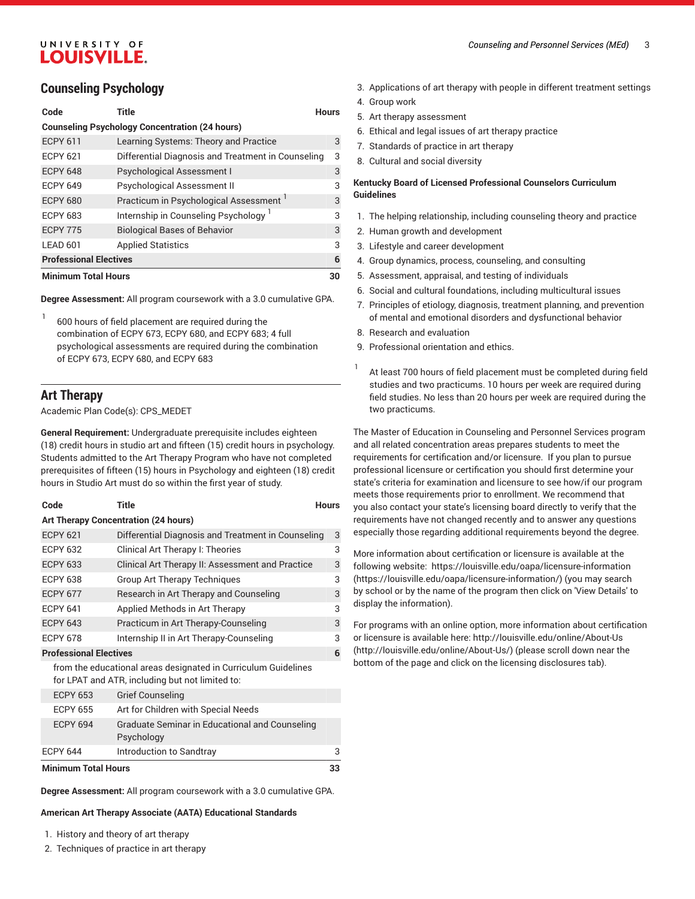## Counseling Psychology

| Code | Title | Hours |
|---|---|---|
| **Counseling Psychology Concentration (24 hours)** | | |
| ECPY 611 | Learning Systems: Theory and Practice | 3 |
| ECPY 621 | Differential Diagnosis and Treatment in Counseling | 3 |
| ECPY 648 | Psychological Assessment I | 3 |
| ECPY 649 | Psychological Assessment II | 3 |
| ECPY 680 | Practicum in Psychological Assessment [1] | 3 |
| ECPY 683 | Internship in Counseling Psychology [1] | 3 |
| ECPY 775 | Biological Bases of Behavior | 3 |
| LEAD 601 | Applied Statistics | 3 |
| **Professional Electives** | | **6** |
| **Minimum Total Hours** | | **30** |

**Degree Assessment:** All program coursework with a 3.0 cumulative GPA.

[1] 600 hours of field placement are required during the combination of ECPY 673, ECPY 680, and ECPY 683; 4 full psychological assessments are required during the combination of ECPY 673, ECPY 680, and ECPY 683

## Art Therapy

Academic Plan Code(s): CPS_MEDET

**General Requirement:** Undergraduate prerequisite includes eighteen (18) credit hours in studio art and fifteen (15) credit hours in psychology. Students admitted to the Art Therapy Program who have not completed prerequisites of fifteen (15) hours in Psychology and eighteen (18) credit hours in Studio Art must do so within the first year of study.

| Code | Title | Hours |
|---|---|---|
| **Art Therapy Concentration (24 hours)** | | |
| ECPY 621 | Differential Diagnosis and Treatment in Counseling | 3 |
| ECPY 632 | Clinical Art Therapy I: Theories | 3 |
| ECPY 633 | Clinical Art Therapy II: Assessment and Practice | 3 |
| ECPY 638 | Group Art Therapy Techniques | 3 |
| ECPY 677 | Research in Art Therapy and Counseling | 3 |
| ECPY 641 | Applied Methods in Art Therapy | 3 |
| ECPY 643 | Practicum in Art Therapy-Counseling | 3 |
| ECPY 678 | Internship II in Art Therapy-Counseling | 3 |
| **Professional Electives** | | **6** |
| from the educational areas designated in Curriculum Guidelines for LPAT and ATR, including but not limited to: | | |
| ECPY 653 | Grief Counseling | |
| ECPY 655 | Art for Children with Special Needs | |
| ECPY 694 | Graduate Seminar in Educational and Counseling Psychology | |
| ECPY 644 | Introduction to Sandtray | 3 |
| **Minimum Total Hours** | | **33** |

**Degree Assessment:** All program coursework with a 3.0 cumulative GPA.

**American Art Therapy Associate (AATA) Educational Standards**

1. History and theory of art therapy
2. Techniques of practice in art therapy
3. Applications of art therapy with people in different treatment settings
4. Group work
5. Art therapy assessment
6. Ethical and legal issues of art therapy practice
7. Standards of practice in art therapy
8. Cultural and social diversity

**Kentucky Board of Licensed Professional Counselors Curriculum Guidelines**

1. The helping relationship, including counseling theory and practice
2. Human growth and development
3. Lifestyle and career development
4. Group dynamics, process, counseling, and consulting
5. Assessment, appraisal, and testing of individuals
6. Social and cultural foundations, including multicultural issues
7. Principles of etiology, diagnosis, treatment planning, and prevention of mental and emotional disorders and dysfunctional behavior
8. Research and evaluation
9. Professional orientation and ethics.

[1] At least 700 hours of field placement must be completed during field studies and two practicums. 10 hours per week are required during field studies. No less than 20 hours per week are required during the two practicums.

The Master of Education in Counseling and Personnel Services program and all related concentration areas prepares students to meet the requirements for certification and/or licensure. If you plan to pursue professional licensure or certification you should first determine your state's criteria for examination and licensure to see how/if our program meets those requirements prior to enrollment. We recommend that you also contact your state's licensing board directly to verify that the requirements have not changed recently and to answer any questions especially those regarding additional requirements beyond the degree.

More information about certification or licensure is available at the following website: https://louisville.edu/oapa/licensure-information (https://louisville.edu/oapa/licensure-information/) (you may search by school or by the name of the program then click on 'View Details' to display the information).

For programs with an online option, more information about certification or licensure is available here: http://louisville.edu/online/About-Us (http://louisville.edu/online/About-Us/) (please scroll down near the bottom of the page and click on the licensing disclosures tab).